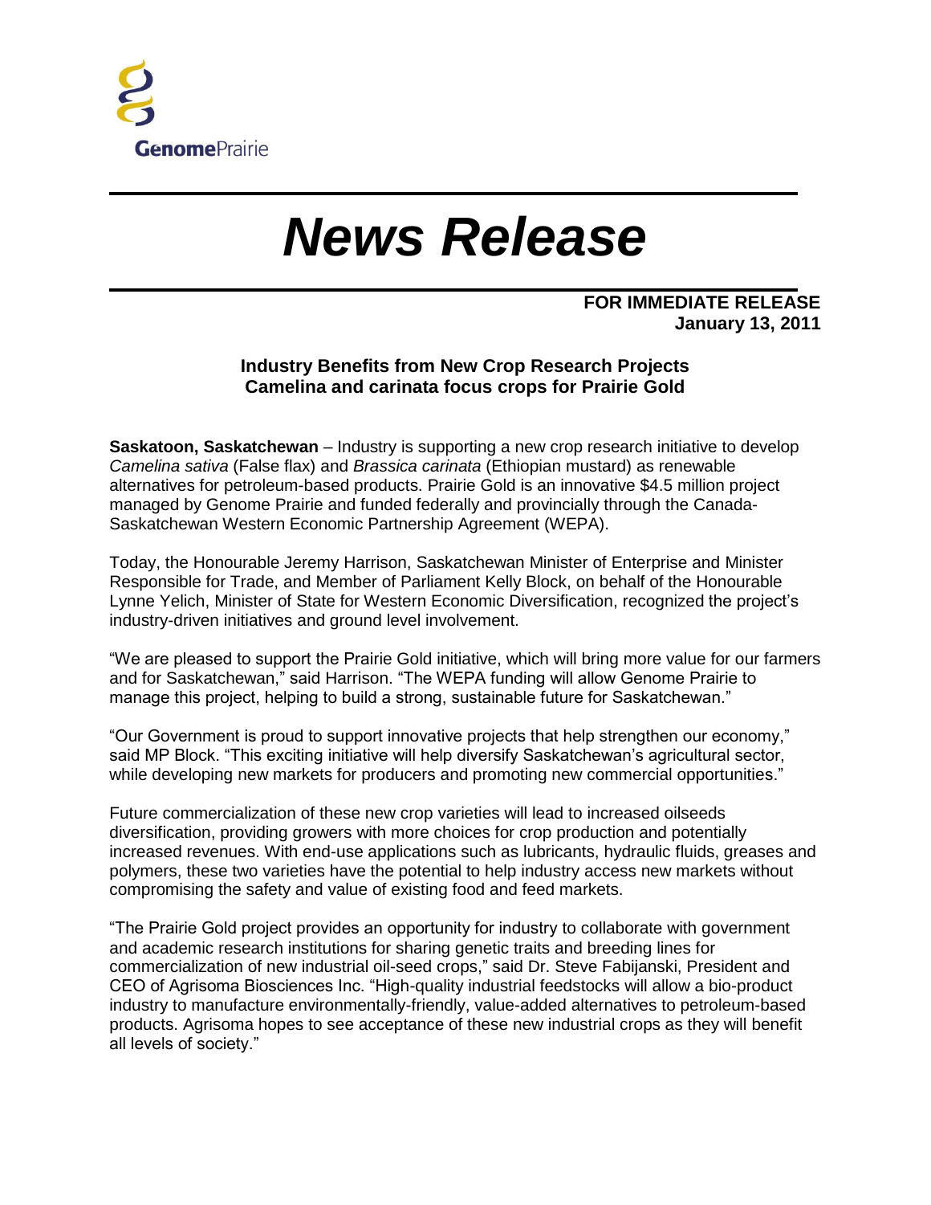**GenomePrairie**

# News Release

**FOR IMMEDIATE RELEASE**
**January 13, 2011**

## Industry Benefits from New Crop Research Projects
## Camelina and carinata focus crops for Prairie Gold

**Saskatoon, Saskatchewan** – Industry is supporting a new crop research initiative to develop *Camelina sativa* (False flax) and *Brassica carinata* (Ethiopian mustard) as renewable alternatives for petroleum-based products. Prairie Gold is an innovative $4.5 million project managed by Genome Prairie and funded federally and provincially through the Canada-Saskatchewan Western Economic Partnership Agreement (WEPA).

Today, the Honourable Jeremy Harrison, Saskatchewan Minister of Enterprise and Minister Responsible for Trade, and Member of Parliament Kelly Block, on behalf of the Honourable Lynne Yelich, Minister of State for Western Economic Diversification, recognized the project's industry-driven initiatives and ground level involvement.

"We are pleased to support the Prairie Gold initiative, which will bring more value for our farmers and for Saskatchewan," said Harrison. "The WEPA funding will allow Genome Prairie to manage this project, helping to build a strong, sustainable future for Saskatchewan."

"Our Government is proud to support innovative projects that help strengthen our economy," said MP Block. "This exciting initiative will help diversify Saskatchewan's agricultural sector, while developing new markets for producers and promoting new commercial opportunities."

Future commercialization of these new crop varieties will lead to increased oilseeds diversification, providing growers with more choices for crop production and potentially increased revenues. With end-use applications such as lubricants, hydraulic fluids, greases and polymers, these two varieties have the potential to help industry access new markets without compromising the safety and value of existing food and feed markets.

"The Prairie Gold project provides an opportunity for industry to collaborate with government and academic research institutions for sharing genetic traits and breeding lines for commercialization of new industrial oil-seed crops," said Dr. Steve Fabijanski, President and CEO of Agrisoma Biosciences Inc. "High-quality industrial feedstocks will allow a bio-product industry to manufacture environmentally-friendly, value-added alternatives to petroleum-based products. Agrisoma hopes to see acceptance of these new industrial crops as they will benefit all levels of society."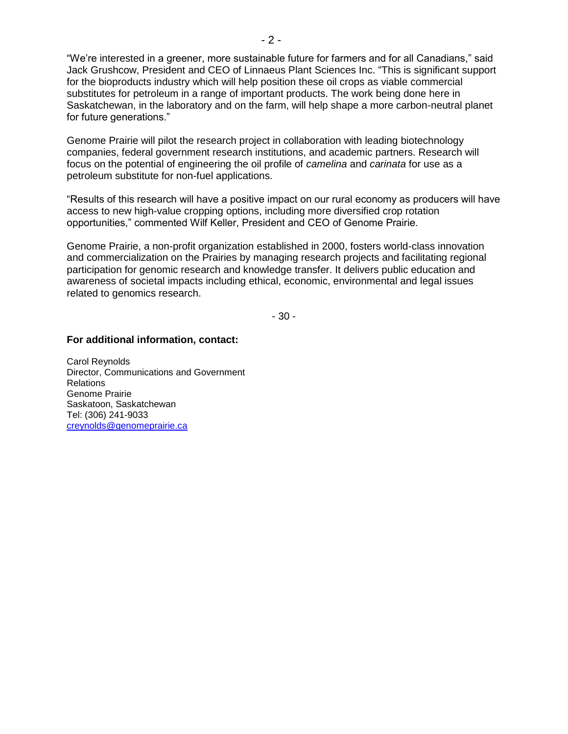"We're interested in a greener, more sustainable future for farmers and for all Canadians," said Jack Grushcow, President and CEO of Linnaeus Plant Sciences Inc. "This is significant support for the bioproducts industry which will help position these oil crops as viable commercial substitutes for petroleum in a range of important products. The work being done here in Saskatchewan, in the laboratory and on the farm, will help shape a more carbon-neutral planet for future generations."

Genome Prairie will pilot the research project in collaboration with leading biotechnology companies, federal government research institutions, and academic partners. Research will focus on the potential of engineering the oil profile of *camelina* and *carinata* for use as a petroleum substitute for non-fuel applications.

"Results of this research will have a positive impact on our rural economy as producers will have access to new high-value cropping options, including more diversified crop rotation opportunities," commented Wilf Keller, President and CEO of Genome Prairie.

Genome Prairie, a non-profit organization established in 2000, fosters world-class innovation and commercialization on the Prairies by managing research projects and facilitating regional participation for genomic research and knowledge transfer. It delivers public education and awareness of societal impacts including ethical, economic, environmental and legal issues related to genomics research.

- 30 -

**For additional information, contact:**

Carol Reynolds  
Director, Communications and Government Relations  
Genome Prairie  
Saskatoon, Saskatchewan  
Tel: (306) 241-9033  
creynolds@genomeprairie.ca